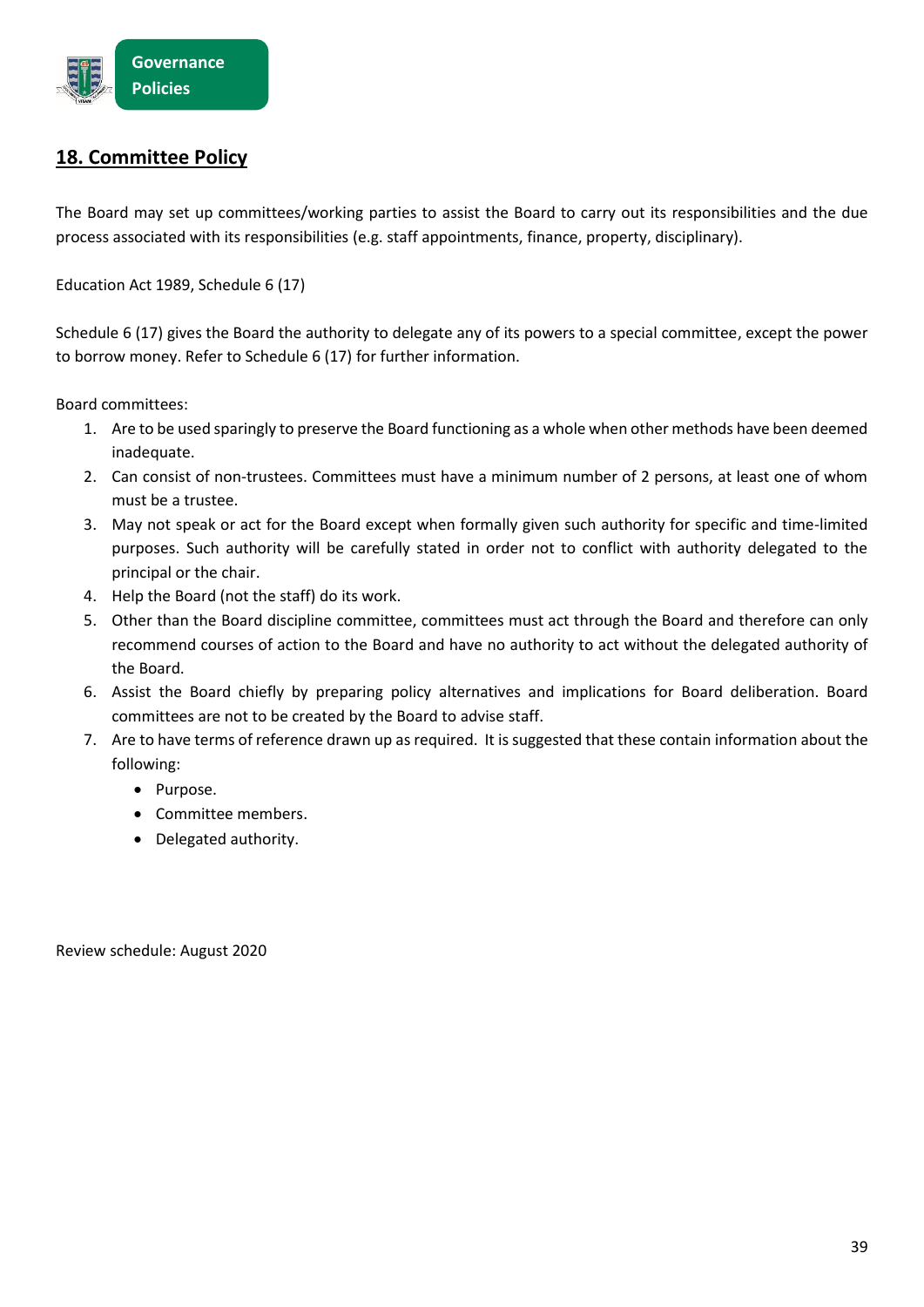## 18. Committee Policy

The Board may set up committees/working parties to assist the Board to carry out its responsibilities and the due process associated with its responsibilities (e.g. staff appointments, finance, property, disciplinary).

Education Act 1989, Schedule 6 (17)

Schedule 6 (17) gives the Board the authority to delegate any of its powers to a special committee, except the power to borrow money. Refer to Schedule 6 (17) for further information.

Board committees:

1. Are to be used sparingly to preserve the Board functioning as a whole when other methods have been deemed inadequate.
2. Can consist of non-trustees. Committees must have a minimum number of 2 persons, at least one of whom must be a trustee.
3. May not speak or act for the Board except when formally given such authority for specific and time-limited purposes. Such authority will be carefully stated in order not to conflict with authority delegated to the principal or the chair.
4. Help the Board (not the staff) do its work.
5. Other than the Board discipline committee, committees must act through the Board and therefore can only recommend courses of action to the Board and have no authority to act without the delegated authority of the Board.
6. Assist the Board chiefly by preparing policy alternatives and implications for Board deliberation. Board committees are not to be created by the Board to advise staff.
7. Are to have terms of reference drawn up as required. It is suggested that these contain information about the following:
   - Purpose.
   - Committee members.
   - Delegated authority.

Review schedule: August 2020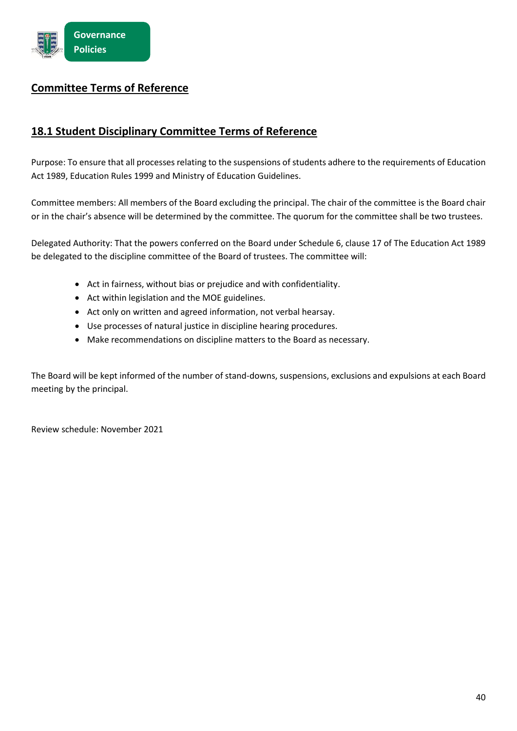## Committee Terms of Reference

### 18.1 Student Disciplinary Committee Terms of Reference

Purpose: To ensure that all processes relating to the suspensions of students adhere to the requirements of Education Act 1989, Education Rules 1999 and Ministry of Education Guidelines.

Committee members: All members of the Board excluding the principal. The chair of the committee is the Board chair or in the chair's absence will be determined by the committee. The quorum for the committee shall be two trustees.

Delegated Authority: That the powers conferred on the Board under Schedule 6, clause 17 of The Education Act 1989 be delegated to the discipline committee of the Board of trustees. The committee will:

- Act in fairness, without bias or prejudice and with confidentiality.
- Act within legislation and the MOE guidelines.
- Act only on written and agreed information, not verbal hearsay.
- Use processes of natural justice in discipline hearing procedures.
- Make recommendations on discipline matters to the Board as necessary.

The Board will be kept informed of the number of stand-downs, suspensions, exclusions and expulsions at each Board meeting by the principal.

Review schedule: November 2021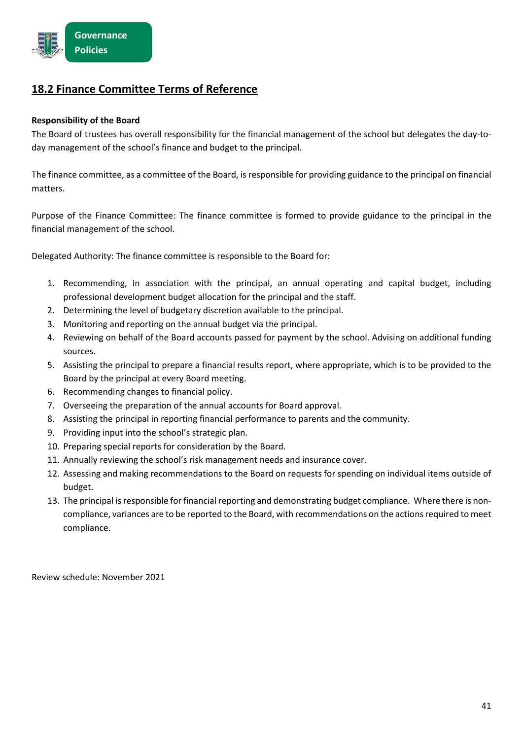## 18.2 Finance Committee Terms of Reference

**Responsibility of the Board**

The Board of trustees has overall responsibility for the financial management of the school but delegates the day-to-day management of the school's finance and budget to the principal.

The finance committee, as a committee of the Board, is responsible for providing guidance to the principal on financial matters.

Purpose of the Finance Committee: The finance committee is formed to provide guidance to the principal in the financial management of the school.

Delegated Authority: The finance committee is responsible to the Board for:

1. Recommending, in association with the principal, an annual operating and capital budget, including professional development budget allocation for the principal and the staff.
2. Determining the level of budgetary discretion available to the principal.
3. Monitoring and reporting on the annual budget via the principal.
4. Reviewing on behalf of the Board accounts passed for payment by the school. Advising on additional funding sources.
5. Assisting the principal to prepare a financial results report, where appropriate, which is to be provided to the Board by the principal at every Board meeting.
6. Recommending changes to financial policy.
7. Overseeing the preparation of the annual accounts for Board approval.
8. Assisting the principal in reporting financial performance to parents and the community.
9. Providing input into the school's strategic plan.
10. Preparing special reports for consideration by the Board.
11. Annually reviewing the school's risk management needs and insurance cover.
12. Assessing and making recommendations to the Board on requests for spending on individual items outside of budget.
13. The principal is responsible for financial reporting and demonstrating budget compliance. Where there is non-compliance, variances are to be reported to the Board, with recommendations on the actions required to meet compliance.

Review schedule: November 2021